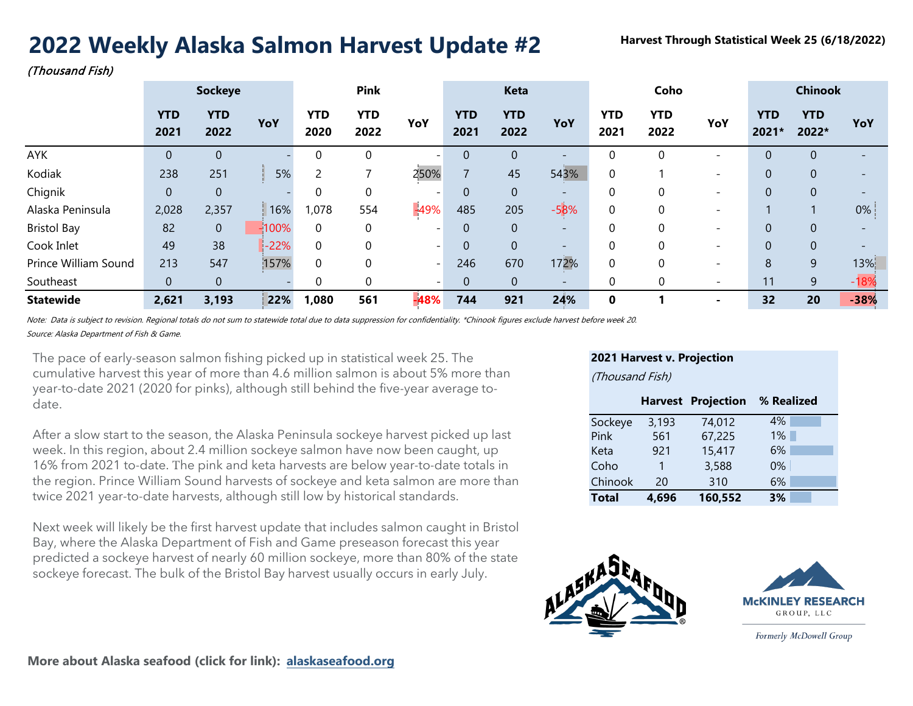# 2022 Weekly Alaska Salmon Harvest Update #2

**Harvest Through Statistical Week 25 (6/18/2022)**

*(Thousand Fish)*

| | Sockeye | | | Pink | | | Keta | | | Coho | | | Chinook | | |
|---|---|---|---|---|---|---|---|---|---|---|---|---|---|---|---|
| | YTD 2021 | YTD 2022 | YoY | YTD 2020 | YTD 2022 | YoY | YTD 2021 | YTD 2022 | YoY | YTD 2021 | YTD 2022 | YoY | YTD 2021* | YTD 2022* | YoY |
| AYK | 0 | 0 | - | 0 | 0 | - | 0 | 0 | - | 0 | 0 | - | 0 | 0 | - |
| Kodiak | 238 | 251 | 5% | 2 | 7 | 250% | 7 | 45 | 543% | 0 | 1 | - | 0 | 0 | - |
| Chignik | 0 | 0 | - | 0 | 0 | - | 0 | 0 | - | 0 | 0 | - | 0 | 0 | - |
| Alaska Peninsula | 2,028 | 2,357 | 16% | 1,078 | 554 | -49% | 485 | 205 | -58% | 0 | 0 | - | 1 | 1 | 0% |
| Bristol Bay | 82 | 0 | -100% | 0 | 0 | - | 0 | 0 | - | 0 | 0 | - | 0 | 0 | - |
| Cook Inlet | 49 | 38 | -22% | 0 | 0 | - | 0 | 0 | - | 0 | 0 | - | 0 | 0 | - |
| Prince William Sound | 213 | 547 | 157% | 0 | 0 | - | 246 | 670 | 172% | 0 | 0 | - | 8 | 9 | 13% |
| Southeast | 0 | 0 | - | 0 | 0 | - | 0 | 0 | - | 0 | 0 | - | 11 | 9 | -18% |
| **Statewide** | **2,621** | **3,193** | **22%** | **1,080** | **561** | **-48%** | **744** | **921** | **24%** | **0** | **1** | **-** | **32** | **20** | **-38%** |

*Note: Data is subject to revision. Regional totals do not sum to statewide total due to data suppression for confidentiality. \*Chinook figures exclude harvest before week 20.*

*Source: Alaska Department of Fish & Game.*

The pace of early-season salmon fishing picked up in statistical week 25. The cumulative harvest this year of more than 4.6 million salmon is about 5% more than year-to-date 2021 (2020 for pinks), although still behind the five-year average to-date.

After a slow start to the season, the Alaska Peninsula sockeye harvest picked up last week. In this region, about 2.4 million sockeye salmon have now been caught, up 16% from 2021 to-date. The pink and keta harvests are below year-to-date totals in the region. Prince William Sound harvests of sockeye and keta salmon are more than twice 2021 year-to-date harvests, although still low by historical standards.

Next week will likely be the first harvest update that includes salmon caught in Bristol Bay, where the Alaska Department of Fish and Game preseason forecast this year predicted a sockeye harvest of nearly 60 million sockeye, more than 80% of the state sockeye forecast. The bulk of the Bristol Bay harvest usually occurs in early July.

**2021 Harvest v. Projection**

*(Thousand Fish)*

| | Harvest | Projection | % Realized |
|---|---|---|---|
| Sockeye | 3,193 | 74,012 | 4% |
| Pink | 561 | 67,225 | 1% |
| Keta | 921 | 15,417 | 6% |
| Coho | 1 | 3,588 | 0% |
| Chinook | 20 | 310 | 6% |
| **Total** | **4,696** | **160,552** | **3%** |

ALASKA SEAFOOD

McKINLEY RESEARCH GROUP, LLC
Formerly McDowell Group

**More about Alaska seafood (click for link): alaskaseafood.org**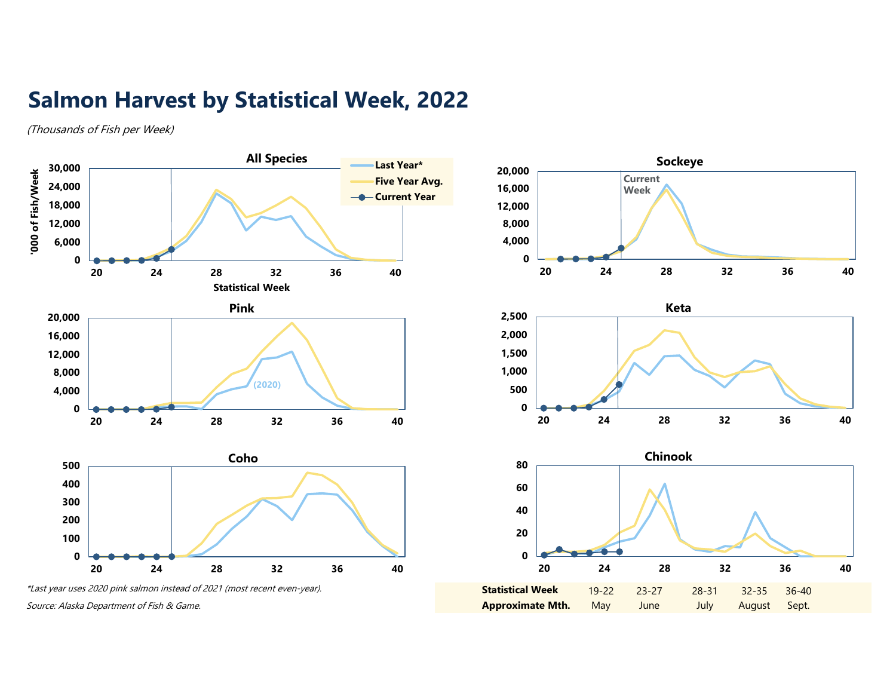# Salmon Harvest by Statistical Week, 2022

*(Thousands of Fish per Week)*

**All Species**

'000 of Fish/Week

30,000
24,000
18,000
12,000
6,000
0

20 24 28 32 36 40

Statistical Week

Last Year*
Five Year Avg.
Current Year

**Sockeye**

20,000
16,000
12,000
8,000
4,000
0

20 24 28 32 36 40

Current Week

**Pink**

20,000
16,000
12,000
8,000
4,000
0

20 24 28 32 36 40

(2020)

**Keta**

2,500
2,000
1,500
1,000
500
0

20 24 28 32 36 40

**Coho**

500
400
300
200
100
0

20 24 28 32 36 40

**Chinook**

80
60
40
20
0

20 24 28 32 36 40

| | | | | | |
|---|---|---|---|---|---|
| **Statistical Week** | 19-22 | 23-27 | 28-31 | 32-35 | 36-40 |
| **Approximate Mth.** | May | June | July | August | Sept. |

*\*Last year uses 2020 pink salmon instead of 2021 (most recent even-year).*

*Source: Alaska Department of Fish & Game.*